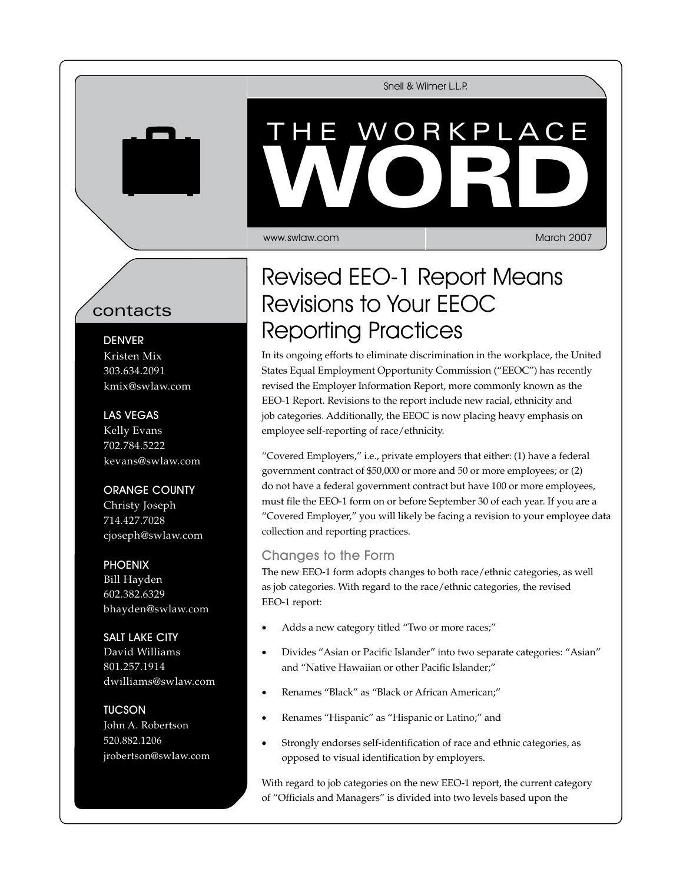Snell & Wilmer L.L.P.

# THE WORKPLACE WORD

www.swlaw.com

March 2007

## contacts

**DENVER**
Kristen Mix
303.634.2091
kmix@swlaw.com

**LAS VEGAS**
Kelly Evans
702.784.5222
kevans@swlaw.com

**ORANGE COUNTY**
Christy Joseph
714.427.7028
cjoseph@swlaw.com

**PHOENIX**
Bill Hayden
602.382.6329
bhayden@swlaw.com

**SALT LAKE CITY**
David Williams
801.257.1914
dwilliams@swlaw.com

**TUCSON**
John A. Robertson
520.882.1206
jrobertson@swlaw.com

## Revised EEO-1 Report Means Revisions to Your EEOC Reporting Practices

In its ongoing efforts to eliminate discrimination in the workplace, the United States Equal Employment Opportunity Commission ("EEOC") has recently revised the Employer Information Report, more commonly known as the EEO-1 Report. Revisions to the report include new racial, ethnicity and job categories. Additionally, the EEOC is now placing heavy emphasis on employee self-reporting of race/ethnicity.

"Covered Employers," i.e., private employers that either: (1) have a federal government contract of $50,000 or more and 50 or more employees; or (2) do not have a federal government contract but have 100 or more employees, must file the EEO-1 form on or before September 30 of each year. If you are a "Covered Employer," you will likely be facing a revision to your employee data collection and reporting practices.

### Changes to the Form

The new EEO-1 form adopts changes to both race/ethnic categories, as well as job categories. With regard to the race/ethnic categories, the revised EEO-1 report:

- Adds a new category titled "Two or more races;"
- Divides "Asian or Pacific Islander" into two separate categories: "Asian" and "Native Hawaiian or other Pacific Islander;"
- Renames "Black" as "Black or African American;"
- Renames "Hispanic" as "Hispanic or Latino;" and
- Strongly endorses self-identification of race and ethnic categories, as opposed to visual identification by employers.

With regard to job categories on the new EEO-1 report, the current category of "Officials and Managers" is divided into two levels based upon the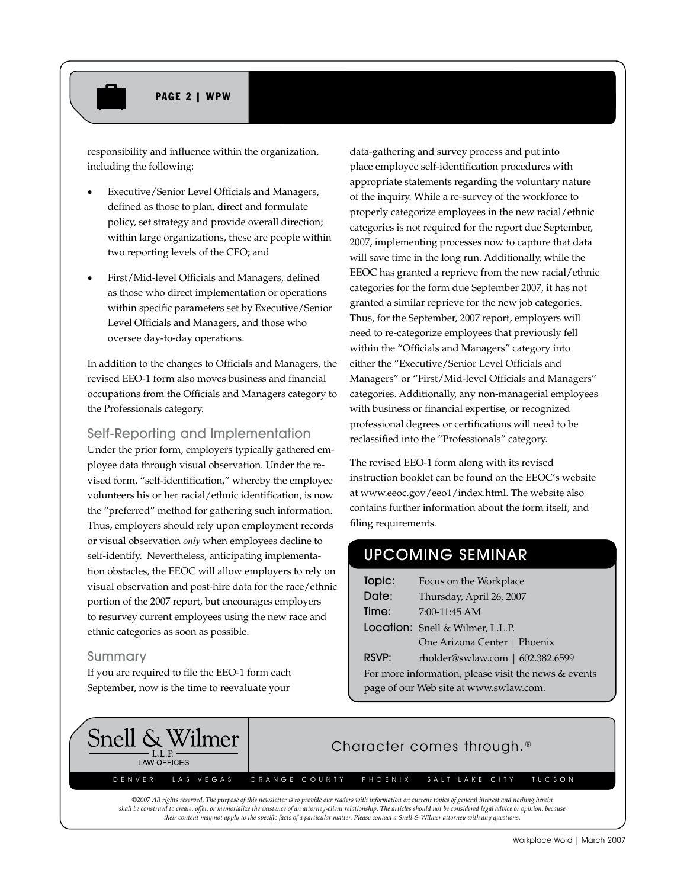responsibility and influence within the organization, including the following:

- Executive/Senior Level Officials and Managers, defined as those to plan, direct and formulate policy, set strategy and provide overall direction; within large organizations, these are people within two reporting levels of the CEO; and
- First/Mid-level Officials and Managers, defined as those who direct implementation or operations within specific parameters set by Executive/Senior Level Officials and Managers, and those who oversee day-to-day operations.

In addition to the changes to Officials and Managers, the revised EEO-1 form also moves business and financial occupations from the Officials and Managers category to the Professionals category.

## Self-Reporting and Implementation

Under the prior form, employers typically gathered employee data through visual observation. Under the revised form, "self-identification," whereby the employee volunteers his or her racial/ethnic identification, is now the "preferred" method for gathering such information. Thus, employers should rely upon employment records or visual observation *only* when employees decline to self-identify. Nevertheless, anticipating implementation obstacles, the EEOC will allow employers to rely on visual observation and post-hire data for the race/ethnic portion of the 2007 report, but encourages employers to resurvey current employees using the new race and ethnic categories as soon as possible.

## Summary

If you are required to file the EEO-1 form each September, now is the time to reevaluate your data-gathering and survey process and put into place employee self-identification procedures with appropriate statements regarding the voluntary nature of the inquiry. While a re-survey of the workforce to properly categorize employees in the new racial/ethnic categories is not required for the report due September, 2007, implementing processes now to capture that data will save time in the long run. Additionally, while the EEOC has granted a reprieve from the new racial/ethnic categories for the form due September 2007, it has not granted a similar reprieve for the new job categories. Thus, for the September, 2007 report, employers will need to re-categorize employees that previously fell within the "Officials and Managers" category into either the "Executive/Senior Level Officials and Managers" or "First/Mid-level Officials and Managers" categories. Additionally, any non-managerial employees with business or financial expertise, or recognized professional degrees or certifications will need to be reclassified into the "Professionals" category.

The revised EEO-1 form along with its revised instruction booklet can be found on the EEOC's website at www.eeoc.gov/eeo1/index.html. The website also contains further information about the form itself, and filing requirements.

## UPCOMING SEMINAR

**Topic:** Focus on the Workplace
**Date:** Thursday, April 26, 2007
**Time:** 7:00-11:45 AM
**Location:** Snell & Wilmer, L.L.P.
One Arizona Center | Phoenix
**RSVP:** rholder@swlaw.com | 602.382.6599

For more information, please visit the news & events page of our Web site at www.swlaw.com.

Snell & Wilmer L.L.P. LAW OFFICES

Character comes through.®

DENVER LAS VEGAS ORANGE COUNTY PHOENIX SALT LAKE CITY TUCSON

*©2007 All rights reserved. The purpose of this newsletter is to provide our readers with information on current topics of general interest and nothing herein shall be construed to create, offer, or memorialize the existence of an attorney-client relationship. The articles should not be considered legal advice or opinion, because their content may not apply to the specific facts of a particular matter. Please contact a Snell & Wilmer attorney with any questions.*